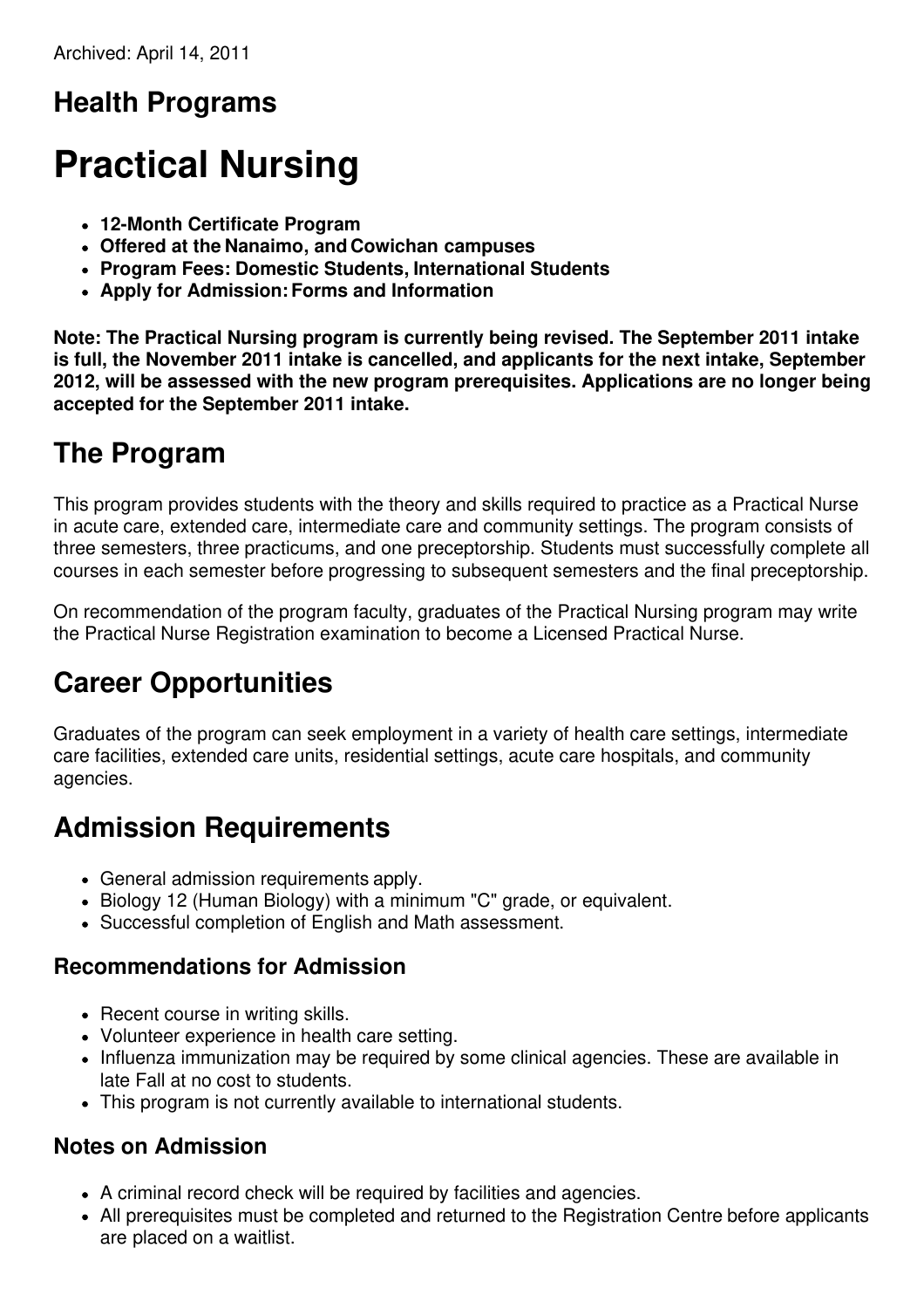Archived: April 14, 2011

## Health Programs

# Practical Nursing

- **12-Month Certificate Program**
- **Offered at the Nanaimo, and Cowichan campuses**
- **Program Fees: Domestic Students, International Students**
- **Apply for Admission: Forms and Information**

**Note: The Practical Nursing program is currently being revised. The September 2011 intake is full, the November 2011 intake is cancelled, and applicants for the next intake, September 2012, will be assessed with the new program prerequisites. Applications are no longer being accepted for the September 2011 intake.**

## The Program

This program provides students with the theory and skills required to practice as a Practical Nurse in acute care, extended care, intermediate care and community settings. The program consists of three semesters, three practicums, and one preceptorship. Students must successfully complete all courses in each semester before progressing to subsequent semesters and the final preceptorship.

On recommendation of the program faculty, graduates of the Practical Nursing program may write the Practical Nurse Registration examination to become a Licensed Practical Nurse.

## Career Opportunities

Graduates of the program can seek employment in a variety of health care settings, intermediate care facilities, extended care units, residential settings, acute care hospitals, and community agencies.

## Admission Requirements

- General admission requirements apply.
- Biology 12 (Human Biology) with a minimum "C" grade, or equivalent.
- Successful completion of English and Math assessment.

### Recommendations for Admission

- Recent course in writing skills.
- Volunteer experience in health care setting.
- Influenza immunization may be required by some clinical agencies. These are available in late Fall at no cost to students.
- This program is not currently available to international students.

### Notes on Admission

- A criminal record check will be required by facilities and agencies.
- All prerequisites must be completed and returned to the Registration Centre before applicants are placed on a waitlist.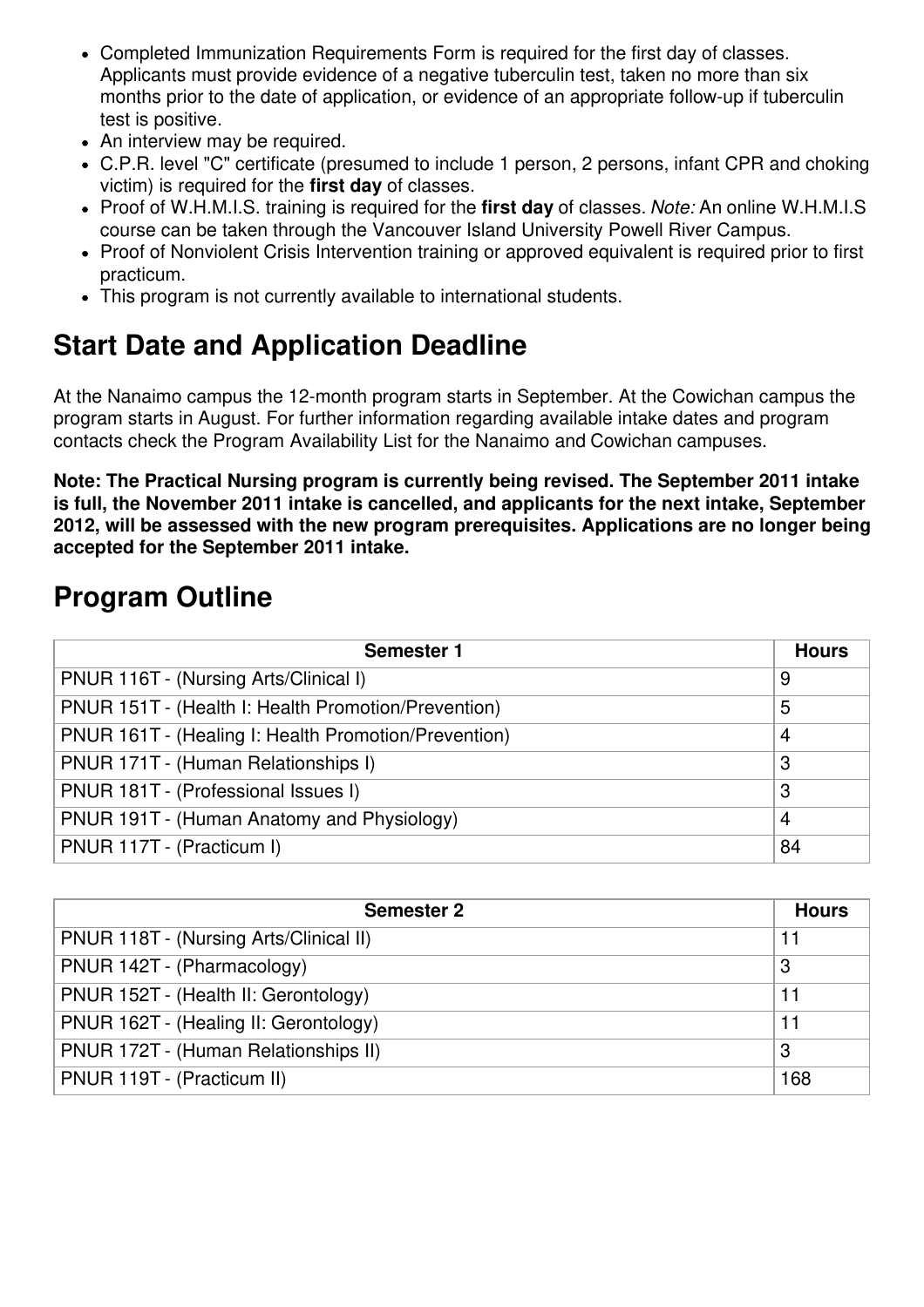- Completed Immunization Requirements Form is required for the first day of classes. Applicants must provide evidence of a negative tuberculin test, taken no more than six months prior to the date of application, or evidence of an appropriate follow-up if tuberculin test is positive.
- An interview may be required.
- C.P.R. level "C" certificate (presumed to include 1 person, 2 persons, infant CPR and choking victim) is required for the **first day** of classes.
- Proof of W.H.M.I.S. training is required for the **first day** of classes. *Note:* An online W.H.M.I.S course can be taken through the Vancouver Island University Powell River Campus.
- Proof of Nonviolent Crisis Intervention training or approved equivalent is required prior to first practicum.
- This program is not currently available to international students.

## Start Date and Application Deadline

At the Nanaimo campus the 12-month program starts in September. At the Cowichan campus the program starts in August. For further information regarding available intake dates and program contacts check the Program Availability List for the Nanaimo and Cowichan campuses.

**Note: The Practical Nursing program is currently being revised. The September 2011 intake is full, the November 2011 intake is cancelled, and applicants for the next intake, September 2012, will be assessed with the new program prerequisites. Applications are no longer being accepted for the September 2011 intake.**

## Program Outline

| Semester 1 | Hours |
|---|---|
| PNUR 116T - (Nursing Arts/Clinical I) | 9 |
| PNUR 151T - (Health I: Health Promotion/Prevention) | 5 |
| PNUR 161T - (Healing I: Health Promotion/Prevention) | 4 |
| PNUR 171T - (Human Relationships I) | 3 |
| PNUR 181T - (Professional Issues I) | 3 |
| PNUR 191T - (Human Anatomy and Physiology) | 4 |
| PNUR 117T - (Practicum I) | 84 |

| Semester 2 | Hours |
|---|---|
| PNUR 118T - (Nursing Arts/Clinical II) | 11 |
| PNUR 142T - (Pharmacology) | 3 |
| PNUR 152T - (Health II: Gerontology) | 11 |
| PNUR 162T - (Healing II: Gerontology) | 11 |
| PNUR 172T - (Human Relationships II) | 3 |
| PNUR 119T - (Practicum II) | 168 |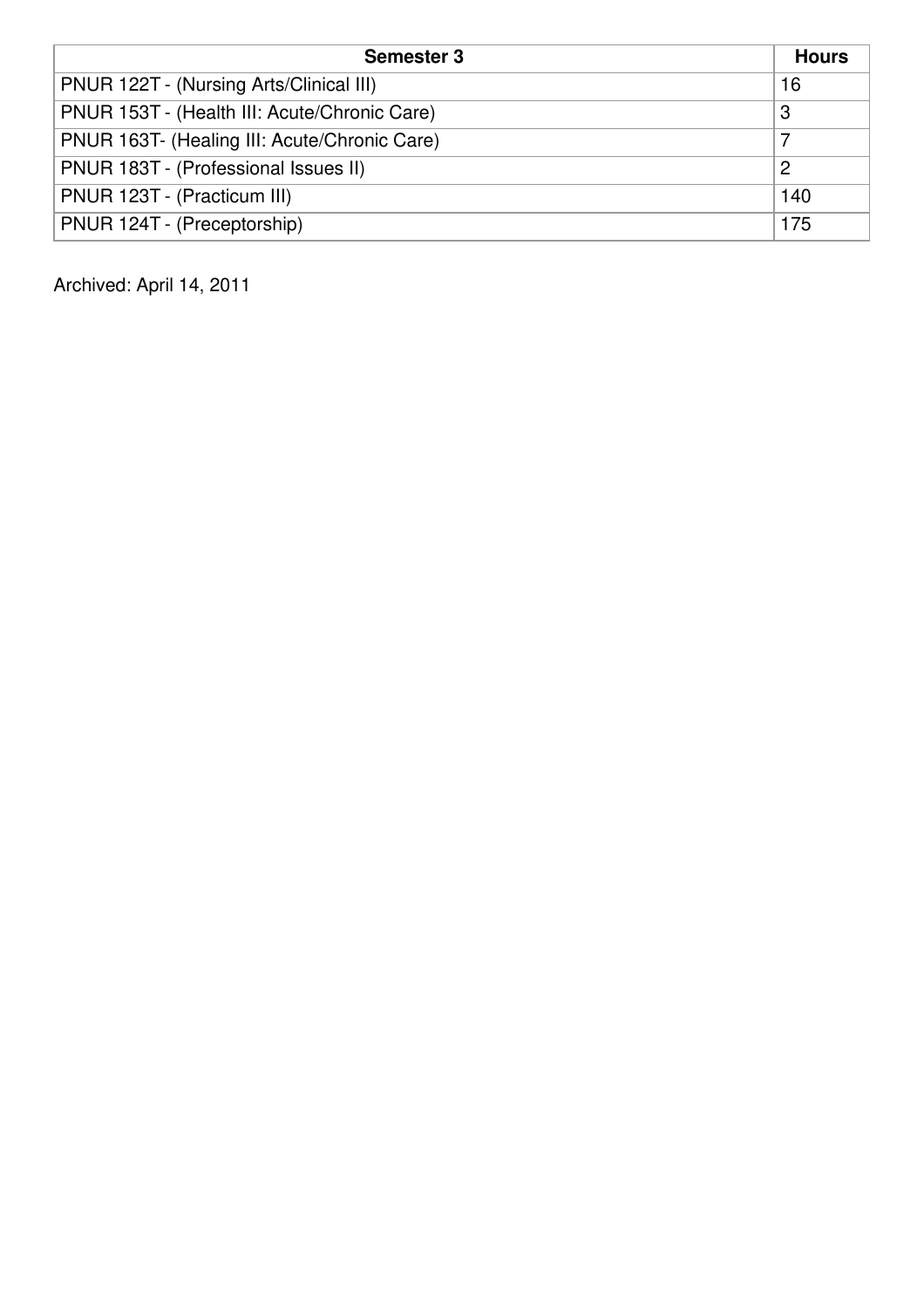| Semester 3 | Hours |
| --- | --- |
| PNUR 122T - (Nursing Arts/Clinical III) | 16 |
| PNUR 153T - (Health III: Acute/Chronic Care) | 3 |
| PNUR 163T- (Healing III: Acute/Chronic Care) | 7 |
| PNUR 183T - (Professional Issues II) | 2 |
| PNUR 123T - (Practicum III) | 140 |
| PNUR 124T - (Preceptorship) | 175 |

Archived: April 14, 2011